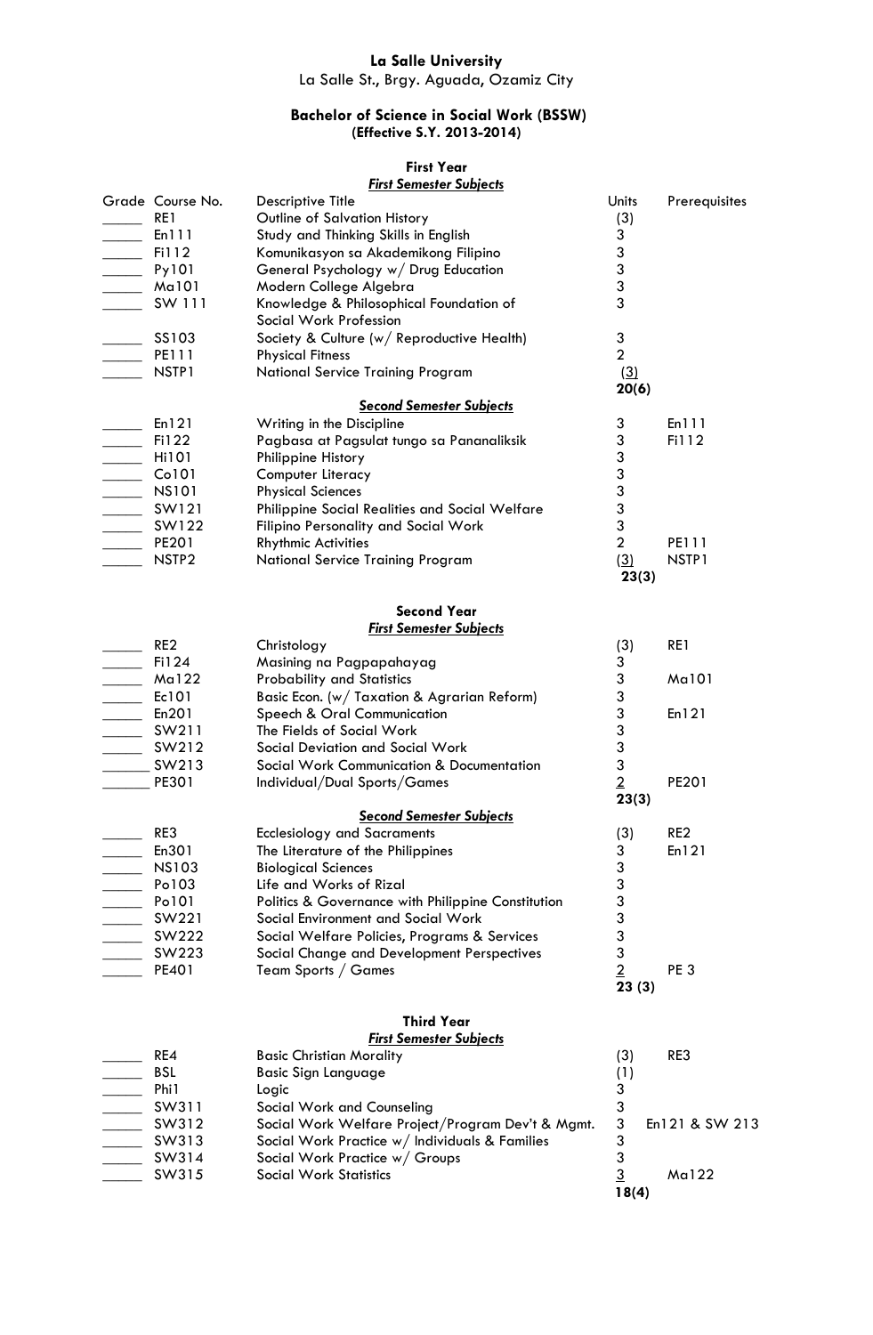**La Salle University**
La Salle St., Brgy. Aguada, Ozamiz City

**Bachelor of Science in Social Work (BSSW)**
**(Effective S.Y. 2013-2014)**

## First Year

### *First Semester Subjects*

| Grade | Course No. | Descriptive Title | Units | Prerequisites |
|---|---|---|---|---|
| _____ | RE1 | Outline of Salvation History | (3) | |
| _____ | En111 | Study and Thinking Skills in English | 3 | |
| _____ | Fi112 | Komunikasyon sa Akademikong Filipino | 3 | |
| _____ | Py101 | General Psychology w/ Drug Education | 3 | |
| _____ | Ma101 | Modern College Algebra | 3 | |
| _____ | SW 111 | Knowledge & Philosophical Foundation of Social Work Profession | 3 | |
| _____ | SS103 | Society & Culture (w/ Reproductive Health) | 3 | |
| _____ | PE111 | Physical Fitness | 2 | |
| _____ | NSTP1 | National Service Training Program | (3) | |
| | | | **20(6)** | |

### *Second Semester Subjects*

| Grade | Course No. | Descriptive Title | Units | Prerequisites |
|---|---|---|---|---|
| _____ | En121 | Writing in the Discipline | 3 | En111 |
| _____ | Fi122 | Pagbasa at Pagsulat tungo sa Pananaliksik | 3 | Fi112 |
| _____ | Hi101 | Philippine History | 3 | |
| _____ | Co101 | Computer Literacy | 3 | |
| _____ | NS101 | Physical Sciences | 3 | |
| _____ | SW121 | Philippine Social Realities and Social Welfare | 3 | |
| _____ | SW122 | Filipino Personality and Social Work | 3 | |
| _____ | PE201 | Rhythmic Activities | 2 | PE111 |
| _____ | NSTP2 | National Service Training Program | (3) | NSTP1 |
| | | | **23(3)** | |

## Second Year

### *First Semester Subjects*

| Grade | Course No. | Descriptive Title | Units | Prerequisites |
|---|---|---|---|---|
| _____ | RE2 | Christology | (3) | RE1 |
| _____ | Fi124 | Masining na Pagpapahayag | 3 | |
| _____ | Ma122 | Probability and Statistics | 3 | Ma101 |
| _____ | Ec101 | Basic Econ. (w/ Taxation & Agrarian Reform) | 3 | |
| _____ | En201 | Speech & Oral Communication | 3 | En121 |
| _____ | SW211 | The Fields of Social Work | 3 | |
| _____ | SW212 | Social Deviation and Social Work | 3 | |
| _____ | SW213 | Social Work Communication & Documentation | 3 | |
| _____ | PE301 | Individual/Dual Sports/Games | 2 | PE201 |
| | | | **23(3)** | |

### *Second Semester Subjects*

| Grade | Course No. | Descriptive Title | Units | Prerequisites |
|---|---|---|---|---|
| _____ | RE3 | Ecclesiology and Sacraments | (3) | RE2 |
| _____ | En301 | The Literature of the Philippines | 3 | En121 |
| _____ | NS103 | Biological Sciences | 3 | |
| _____ | Po103 | Life and Works of Rizal | 3 | |
| _____ | Po101 | Politics & Governance with Philippine Constitution | 3 | |
| _____ | SW221 | Social Environment and Social Work | 3 | |
| _____ | SW222 | Social Welfare Policies, Programs & Services | 3 | |
| _____ | SW223 | Social Change and Development Perspectives | 3 | |
| _____ | PE401 | Team Sports / Games | 2 | PE 3 |
| | | | **23 (3)** | |

## Third Year

### *First Semester Subjects*

| Grade | Course No. | Descriptive Title | Units | Prerequisites |
|---|---|---|---|---|
| _____ | RE4 | Basic Christian Morality | (3) | RE3 |
| _____ | BSL | Basic Sign Language | (1) | |
| _____ | Phi1 | Logic | 3 | |
| _____ | SW311 | Social Work and Counseling | 3 | |
| _____ | SW312 | Social Work Welfare Project/Program Dev't & Mgmt. | 3 | En121 & SW 213 |
| _____ | SW313 | Social Work Practice w/ Individuals & Families | 3 | |
| _____ | SW314 | Social Work Practice w/ Groups | 3 | |
| _____ | SW315 | Social Work Statistics | 3 | Ma122 |
| | | | **18(4)** | |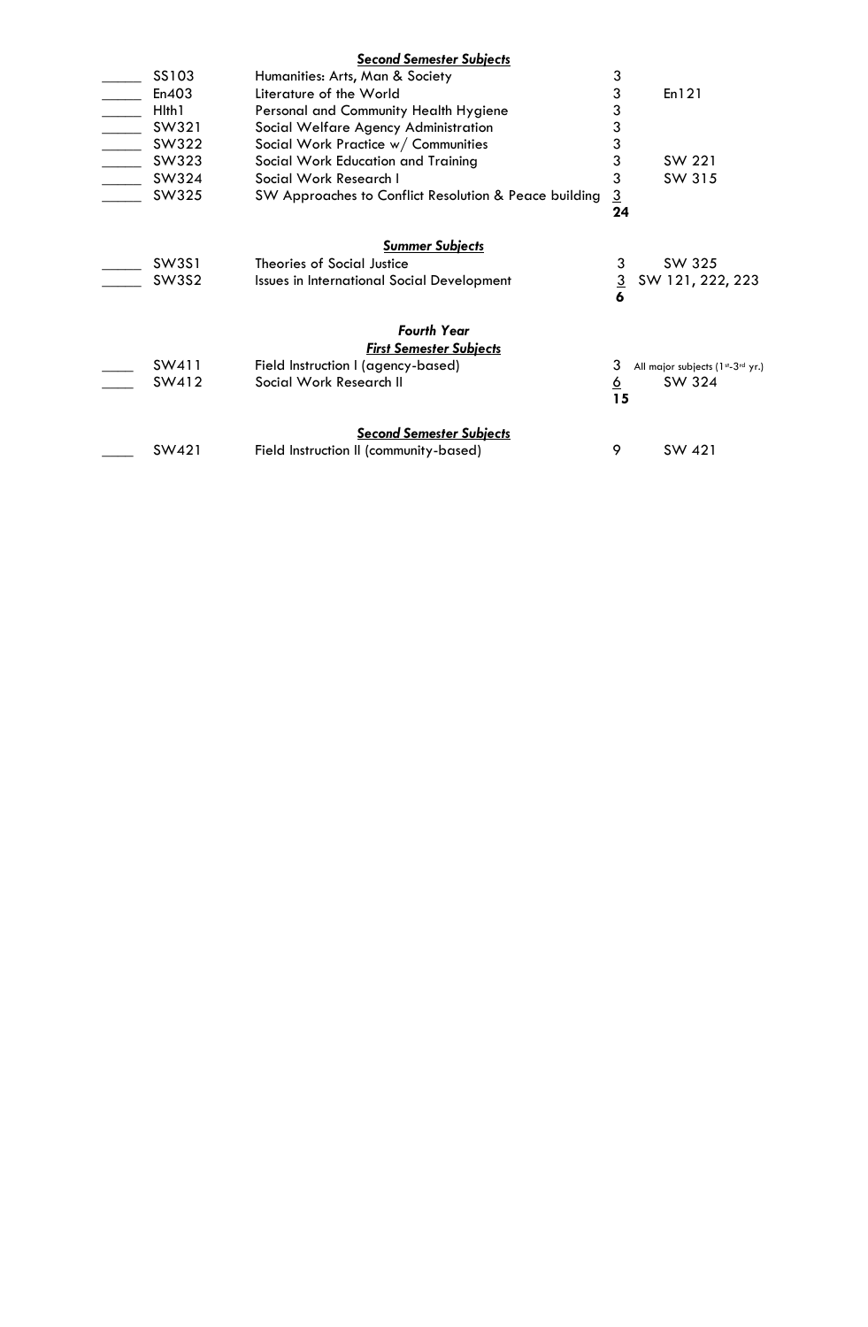***Second Semester Subjects***

| | | | | |
|---|---|---|---|---|
| _____ | SS103 | Humanities: Arts, Man & Society | 3 | |
| _____ | En403 | Literature of the World | 3 | En121 |
| _____ | Hlth1 | Personal and Community Health Hygiene | 3 | |
| _____ | SW321 | Social Welfare Agency Administration | 3 | |
| _____ | SW322 | Social Work Practice w/ Communities | 3 | |
| _____ | SW323 | Social Work Education and Training | 3 | SW 221 |
| _____ | SW324 | Social Work Research I | 3 | SW 315 |
| _____ | SW325 | SW Approaches to Conflict Resolution & Peace building | 3 | |
| | | | **24** | |

***Summer Subjects***

| | | | | |
|---|---|---|---|---|
| _____ | SW3S1 | Theories of Social Justice | 3 | SW 325 |
| _____ | SW3S2 | Issues in International Social Development | 3 | SW 121, 222, 223 |
| | | | **6** | |

***Fourth Year***

***First Semester Subjects***

| | | | | |
|---|---|---|---|---|
| ____ | SW411 | Field Instruction I (agency-based) | 3 | All major subjects (1st-3rd yr.) |
| ____ | SW412 | Social Work Research II | 6 | SW 324 |
| | | | **15** | |

***Second Semester Subjects***

| | | | | |
|---|---|---|---|---|
| ____ | SW421 | Field Instruction II (community-based) | 9 | SW 421 |